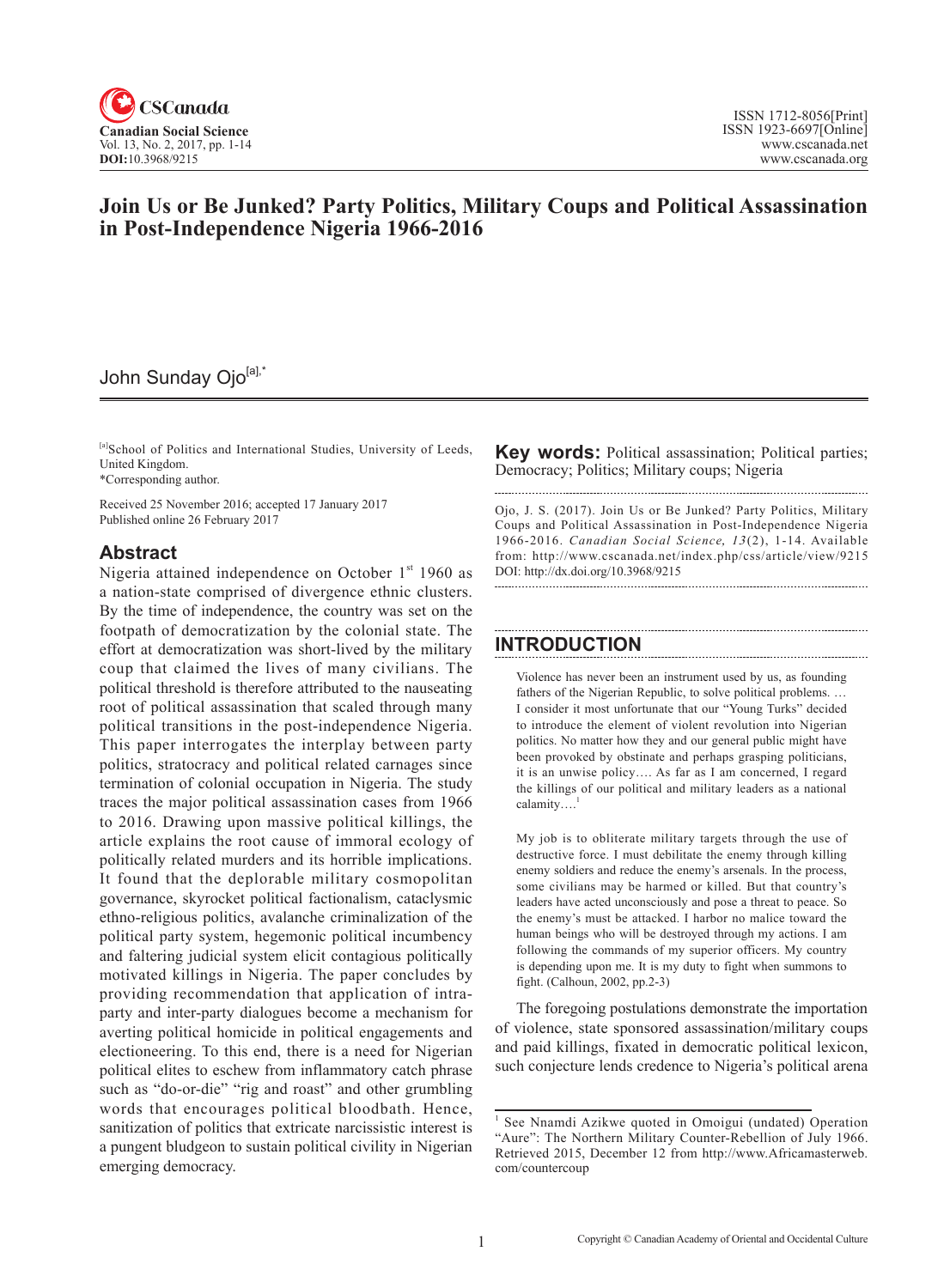# Join Us or Be Junked? Party Politics, Military Coups and Political Assassination in Post-Independence Nigeria 1966-2016

John Sunday Ojo[a],*

[a]School of Politics and International Studies, University of Leeds, United Kingdom.
*Corresponding author.

Received 25 November 2016; accepted 17 January 2017
Published online 26 February 2017

## Abstract

Nigeria attained independence on October 1st 1960 as a nation-state comprised of divergence ethnic clusters. By the time of independence, the country was set on the footpath of democratization by the colonial state. The effort at democratization was short-lived by the military coup that claimed the lives of many civilians. The political threshold is therefore attributed to the nauseating root of political assassination that scaled through many political transitions in the post-independence Nigeria. This paper interrogates the interplay between party politics, stratocracy and political related carnages since termination of colonial occupation in Nigeria. The study traces the major political assassination cases from 1966 to 2016. Drawing upon massive political killings, the article explains the root cause of immoral ecology of politically related murders and its horrible implications. It found that the deplorable military cosmopolitan governance, skyrocket political factionalism, cataclysmic ethno-religious politics, avalanche criminalization of the political party system, hegemonic political incumbency and faltering judicial system elicit contagious politically motivated killings in Nigeria. The paper concludes by providing recommendation that application of intra-party and inter-party dialogues become a mechanism for averting political homicide in political engagements and electioneering. To this end, there is a need for Nigerian political elites to eschew from inflammatory catch phrase such as "do-or-die" "rig and roast" and other grumbling words that encourages political bloodbath. Hence, sanitization of politics that extricate narcissistic interest is a pungent bludgeon to sustain political civility in Nigerian emerging democracy.

**Key words:** Political assassination; Political parties; Democracy; Politics; Military coups; Nigeria

Ojo, J. S. (2017). Join Us or Be Junked? Party Politics, Military Coups and Political Assassination in Post-Independence Nigeria 1966-2016. *Canadian Social Science, 13*(2), 1-14. Available from: http://www.cscanada.net/index.php/css/article/view/9215
DOI: http://dx.doi.org/10.3968/9215

## INTRODUCTION

> Violence has never been an instrument used by us, as founding fathers of the Nigerian Republic, to solve political problems. … I consider it most unfortunate that our "Young Turks" decided to introduce the element of violent revolution into Nigerian politics. No matter how they and our general public might have been provoked by obstinate and perhaps grasping politicians, it is an unwise policy…. As far as I am concerned, I regard the killings of our political and military leaders as a national calamity….[1]

> My job is to obliterate military targets through the use of destructive force. I must debilitate the enemy through killing enemy soldiers and reduce the enemy's arsenals. In the process, some civilians may be harmed or killed. But that country's leaders have acted unconsciously and pose a threat to peace. So the enemy's must be attacked. I harbor no malice toward the human beings who will be destroyed through my actions. I am following the commands of my superior officers. My country is depending upon me. It is my duty to fight when summons to fight. (Calhoun, 2002, pp.2-3)

The foregoing postulations demonstrate the importation of violence, state sponsored assassination/military coups and paid killings, fixated in democratic political lexicon, such conjecture lends credence to Nigeria's political arena

[1] See Nnamdi Azikwe quoted in Omoigui (undated) Operation "Aure": The Northern Military Counter-Rebellion of July 1966. Retrieved 2015, December 12 from http://www.Africamasterweb.com/countercoup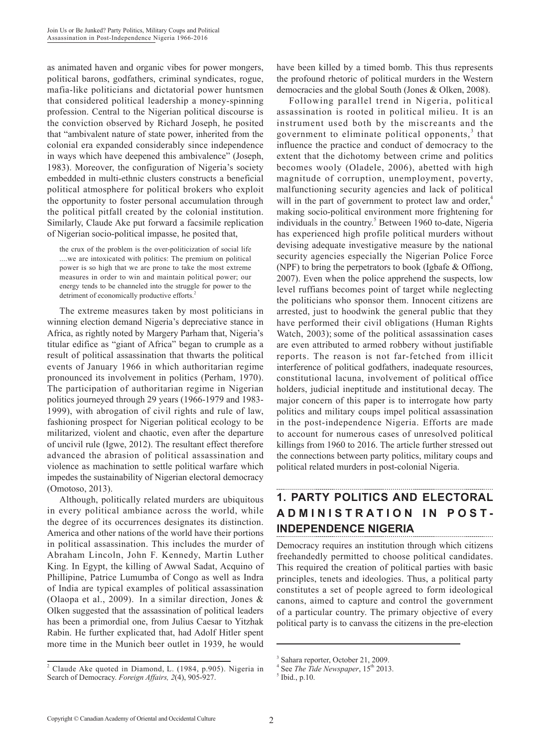as animated haven and organic vibes for power mongers, political barons, godfathers, criminal syndicates, rogue, mafia-like politicians and dictatorial power huntsmen that considered political leadership a money-spinning profession. Central to the Nigerian political discourse is the conviction observed by Richard Joseph, he posited that "ambivalent nature of state power, inherited from the colonial era expanded considerably since independence in ways which have deepened this ambivalence" (Joseph, 1983). Moreover, the configuration of Nigeria's society embedded in multi-ethnic clusters constructs a beneficial political atmosphere for political brokers who exploit the opportunity to foster personal accumulation through the political pitfall created by the colonial institution. Similarly, Claude Ake put forward a facsimile replication of Nigerian socio-political impasse, he posited that,

> the crux of the problem is the over-politicization of social life ....we are intoxicated with politics: The premium on political power is so high that we are prone to take the most extreme measures in order to win and maintain political power; our energy tends to be channeled into the struggle for power to the detriment of economically productive efforts.[2]

The extreme measures taken by most politicians in winning election demand Nigeria's depreciative stance in Africa, as rightly noted by Margery Parham that, Nigeria's titular edifice as "giant of Africa" began to crumple as a result of political assassination that thwarts the political events of January 1966 in which authoritarian regime pronounced its involvement in politics (Perham, 1970). The participation of authoritarian regime in Nigerian politics journeyed through 29 years (1966-1979 and 1983-1999), with abrogation of civil rights and rule of law, fashioning prospect for Nigerian political ecology to be militarized, violent and chaotic, even after the departure of uncivil rule (Igwe, 2012). The resultant effect therefore advanced the abrasion of political assassination and violence as machination to settle political warfare which impedes the sustainability of Nigerian electoral democracy (Omotoso, 2013).

Although, politically related murders are ubiquitous in every political ambiance across the world, while the degree of its occurrences designates its distinction. America and other nations of the world have their portions in political assassination. This includes the murder of Abraham Lincoln, John F. Kennedy, Martin Luther King. In Egypt, the killing of Awwal Sadat, Acquino of Phillipine, Patrice Lumumba of Congo as well as Indra of India are typical examples of political assassination (Olaopa et al., 2009). In a similar direction, Jones & Olken suggested that the assassination of political leaders has been a primordial one, from Julius Caesar to Yitzhak Rabin. He further explicated that, had Adolf Hitler spent more time in the Munich beer outlet in 1939, he would have been killed by a timed bomb. This thus represents the profound rhetoric of political murders in the Western democracies and the global South (Jones & Olken, 2008).

Following parallel trend in Nigeria, political assassination is rooted in political milieu. It is an instrument used both by the miscreants and the government to eliminate political opponents,[3] that influence the practice and conduct of democracy to the extent that the dichotomy between crime and politics becomes wooly (Oladele, 2006), abetted with high magnitude of corruption, unemployment, poverty, malfunctioning security agencies and lack of political will in the part of government to protect law and order,[4] making socio-political environment more frightening for individuals in the country.[5] Between 1960 to-date, Nigeria has experienced high profile political murders without devising adequate investigative measure by the national security agencies especially the Nigerian Police Force (NPF) to bring the perpetrators to book (Igbafe & Offiong, 2007). Even when the police apprehend the suspects, low level ruffians becomes point of target while neglecting the politicians who sponsor them. Innocent citizens are arrested, just to hoodwink the general public that they have performed their civil obligations (Human Rights Watch, 2003); some of the political assassination cases are even attributed to armed robbery without justifiable reports. The reason is not far-fetched from illicit interference of political godfathers, inadequate resources, constitutional lacuna, involvement of political office holders, judicial ineptitude and institutional decay. The major concern of this paper is to interrogate how party politics and military coups impel political assassination in the post-independence Nigeria. Efforts are made to account for numerous cases of unresolved political killings from 1960 to 2016. The article further stressed out the connections between party politics, military coups and political related murders in post-colonial Nigeria.

## 1. PARTY POLITICS AND ELECTORAL ADMINISTRATION IN POST-INDEPENDENCE NIGERIA

Democracy requires an institution through which citizens freehandedly permitted to choose political candidates. This required the creation of political parties with basic principles, tenets and ideologies. Thus, a political party constitutes a set of people agreed to form ideological canons, aimed to capture and control the government of a particular country. The primary objective of every political party is to canvass the citizens in the pre-election

---

[2] Claude Ake quoted in Diamond, L. (1984, p.905). Nigeria in Search of Democracy. *Foreign Affairs, 2*(4), 905-927.

[3] Sahara reporter, October 21, 2009.

[4] See *The Tide Newspaper*, 15th 2013.

[5] Ibid., p.10.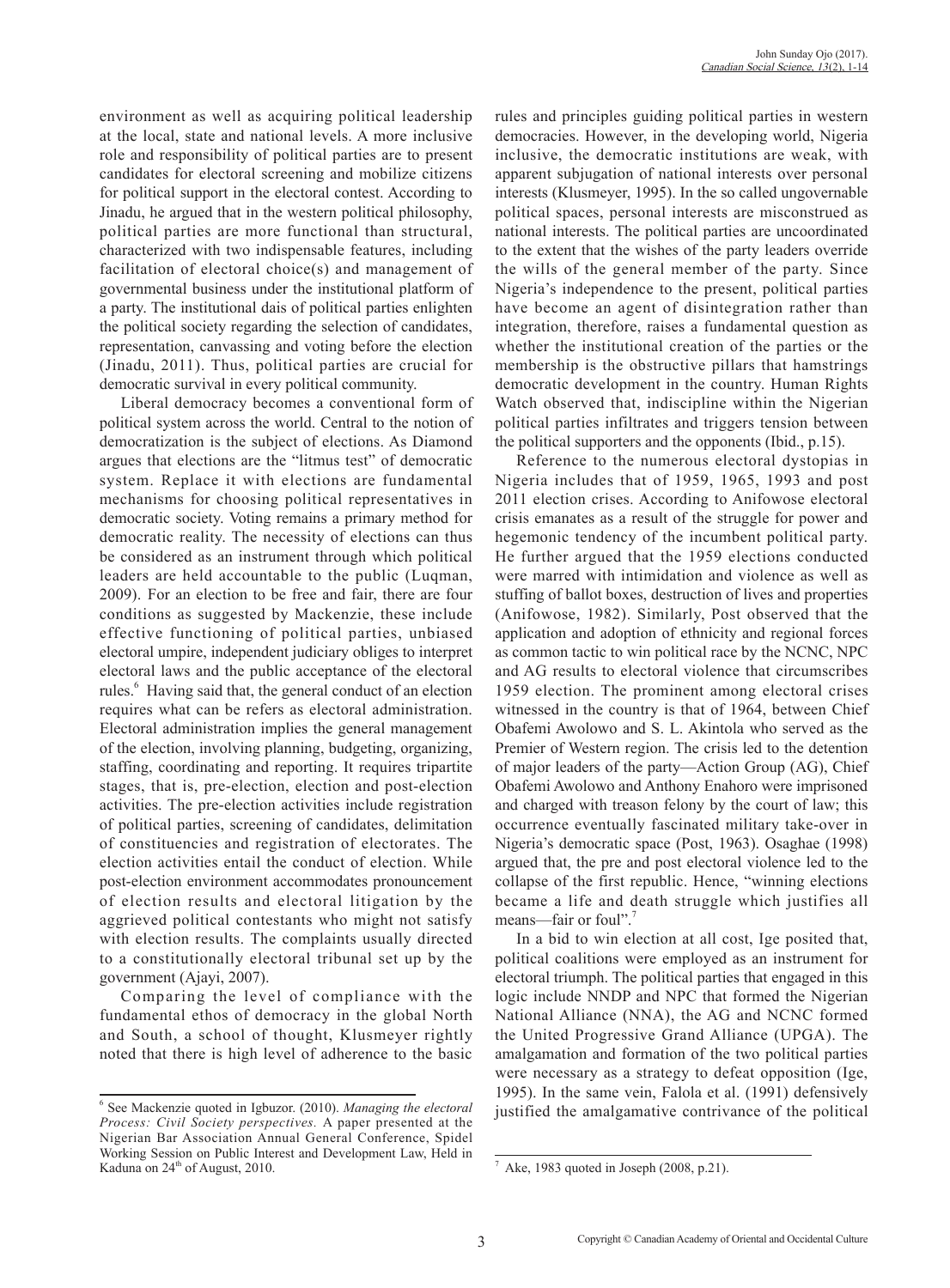environment as well as acquiring political leadership at the local, state and national levels. A more inclusive role and responsibility of political parties are to present candidates for electoral screening and mobilize citizens for political support in the electoral contest. According to Jinadu, he argued that in the western political philosophy, political parties are more functional than structural, characterized with two indispensable features, including facilitation of electoral choice(s) and management of governmental business under the institutional platform of a party. The institutional dais of political parties enlighten the political society regarding the selection of candidates, representation, canvassing and voting before the election (Jinadu, 2011). Thus, political parties are crucial for democratic survival in every political community.

Liberal democracy becomes a conventional form of political system across the world. Central to the notion of democratization is the subject of elections. As Diamond argues that elections are the "litmus test" of democratic system. Replace it with elections are fundamental mechanisms for choosing political representatives in democratic society. Voting remains a primary method for democratic reality. The necessity of elections can thus be considered as an instrument through which political leaders are held accountable to the public (Luqman, 2009). For an election to be free and fair, there are four conditions as suggested by Mackenzie, these include effective functioning of political parties, unbiased electoral umpire, independent judiciary obliges to interpret electoral laws and the public acceptance of the electoral rules.[6] Having said that, the general conduct of an election requires what can be refers as electoral administration. Electoral administration implies the general management of the election, involving planning, budgeting, organizing, staffing, coordinating and reporting. It requires tripartite stages, that is, pre-election, election and post-election activities. The pre-election activities include registration of political parties, screening of candidates, delimitation of constituencies and registration of electorates. The election activities entail the conduct of election. While post-election environment accommodates pronouncement of election results and electoral litigation by the aggrieved political contestants who might not satisfy with election results. The complaints usually directed to a constitutionally electoral tribunal set up by the government (Ajayi, 2007).

Comparing the level of compliance with the fundamental ethos of democracy in the global North and South, a school of thought, Klusmeyer rightly noted that there is high level of adherence to the basic rules and principles guiding political parties in western democracies. However, in the developing world, Nigeria inclusive, the democratic institutions are weak, with apparent subjugation of national interests over personal interests (Klusmeyer, 1995). In the so called ungovernable political spaces, personal interests are misconstrued as national interests. The political parties are uncoordinated to the extent that the wishes of the party leaders override the wills of the general member of the party. Since Nigeria's independence to the present, political parties have become an agent of disintegration rather than integration, therefore, raises a fundamental question as whether the institutional creation of the parties or the membership is the obstructive pillars that hamstrings democratic development in the country. Human Rights Watch observed that, indiscipline within the Nigerian political parties infiltrates and triggers tension between the political supporters and the opponents (Ibid., p.15).

Reference to the numerous electoral dystopias in Nigeria includes that of 1959, 1965, 1993 and post 2011 election crises. According to Anifowose electoral crisis emanates as a result of the struggle for power and hegemonic tendency of the incumbent political party. He further argued that the 1959 elections conducted were marred with intimidation and violence as well as stuffing of ballot boxes, destruction of lives and properties (Anifowose, 1982). Similarly, Post observed that the application and adoption of ethnicity and regional forces as common tactic to win political race by the NCNC, NPC and AG results to electoral violence that circumscribes 1959 election. The prominent among electoral crises witnessed in the country is that of 1964, between Chief Obafemi Awolowo and S. L. Akintola who served as the Premier of Western region. The crisis led to the detention of major leaders of the party—Action Group (AG), Chief Obafemi Awolowo and Anthony Enahoro were imprisoned and charged with treason felony by the court of law; this occurrence eventually fascinated military take-over in Nigeria's democratic space (Post, 1963). Osaghae (1998) argued that, the pre and post electoral violence led to the collapse of the first republic. Hence, "winning elections became a life and death struggle which justifies all means—fair or foul".[7]

In a bid to win election at all cost, Ige posited that, political coalitions were employed as an instrument for electoral triumph. The political parties that engaged in this logic include NNDP and NPC that formed the Nigerian National Alliance (NNA), the AG and NCNC formed the United Progressive Grand Alliance (UPGA). The amalgamation and formation of the two political parties were necessary as a strategy to defeat opposition (Ige, 1995). In the same vein, Falola et al. (1991) defensively justified the amalgamative contrivance of the political

---

[6] See Mackenzie quoted in Igbuzor. (2010). *Managing the electoral Process: Civil Society perspectives.* A paper presented at the Nigerian Bar Association Annual General Conference, Spidel Working Session on Public Interest and Development Law, Held in Kaduna on 24th of August, 2010.

[7] Ake, 1983 quoted in Joseph (2008, p.21).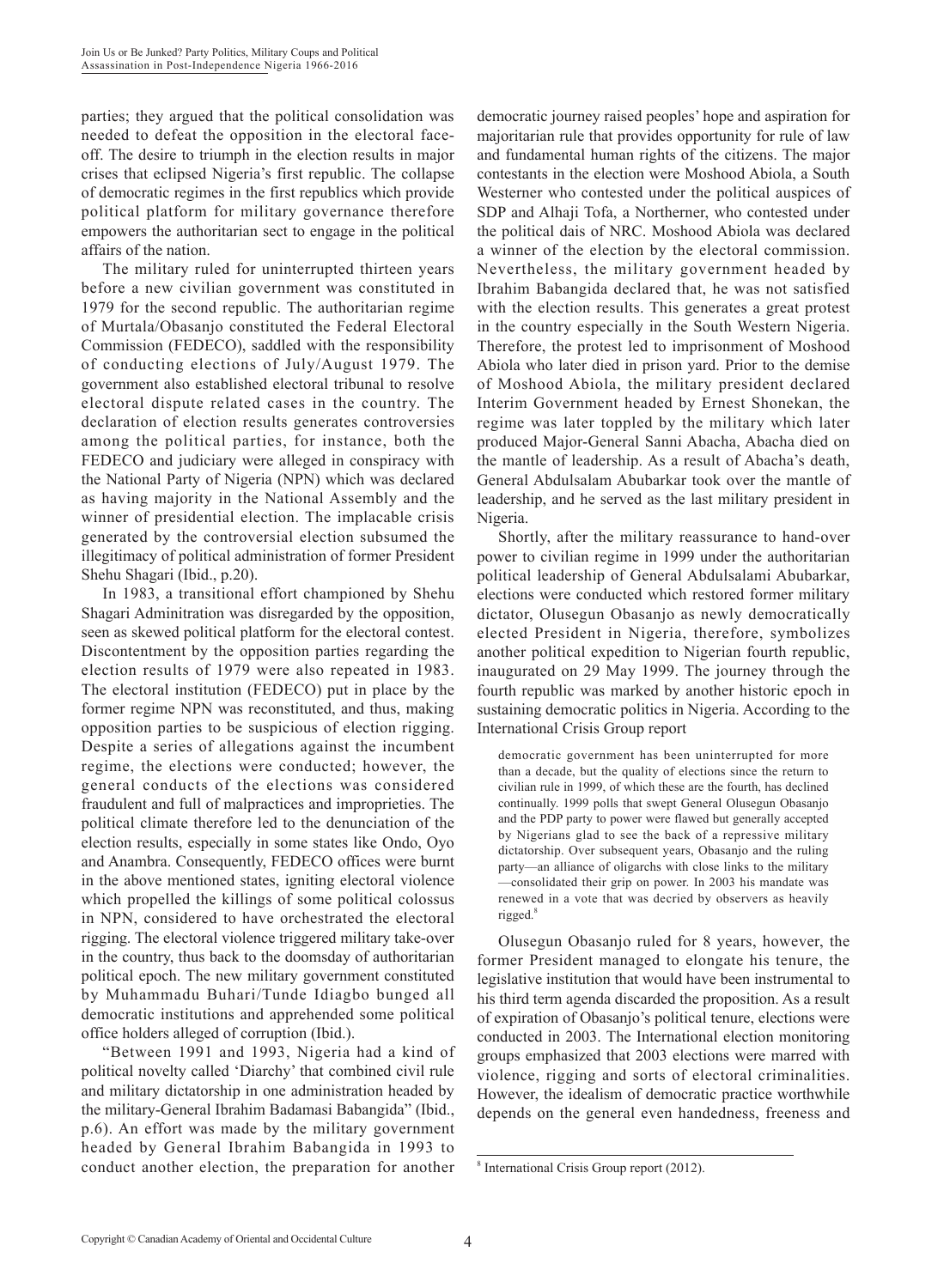parties; they argued that the political consolidation was needed to defeat the opposition in the electoral face-off. The desire to triumph in the election results in major crises that eclipsed Nigeria's first republic. The collapse of democratic regimes in the first republics which provide political platform for military governance therefore empowers the authoritarian sect to engage in the political affairs of the nation.

The military ruled for uninterrupted thirteen years before a new civilian government was constituted in 1979 for the second republic. The authoritarian regime of Murtala/Obasanjo constituted the Federal Electoral Commission (FEDECO), saddled with the responsibility of conducting elections of July/August 1979. The government also established electoral tribunal to resolve electoral dispute related cases in the country. The declaration of election results generates controversies among the political parties, for instance, both the FEDECO and judiciary were alleged in conspiracy with the National Party of Nigeria (NPN) which was declared as having majority in the National Assembly and the winner of presidential election. The implacable crisis generated by the controversial election subsumed the illegitimacy of political administration of former President Shehu Shagari (Ibid., p.20).

In 1983, a transitional effort championed by Shehu Shagari Adminitration was disregarded by the opposition, seen as skewed political platform for the electoral contest. Discontentment by the opposition parties regarding the election results of 1979 were also repeated in 1983. The electoral institution (FEDECO) put in place by the former regime NPN was reconstituted, and thus, making opposition parties to be suspicious of election rigging. Despite a series of allegations against the incumbent regime, the elections were conducted; however, the general conducts of the elections was considered fraudulent and full of malpractices and improprieties. The political climate therefore led to the denunciation of the election results, especially in some states like Ondo, Oyo and Anambra. Consequently, FEDECO offices were burnt in the above mentioned states, igniting electoral violence which propelled the killings of some political colossus in NPN, considered to have orchestrated the electoral rigging. The electoral violence triggered military take-over in the country, thus back to the doomsday of authoritarian political epoch. The new military government constituted by Muhammadu Buhari/Tunde Idiagbo bunged all democratic institutions and apprehended some political office holders alleged of corruption (Ibid.).

"Between 1991 and 1993, Nigeria had a kind of political novelty called 'Diarchy' that combined civil rule and military dictatorship in one administration headed by the military-General Ibrahim Badamasi Babangida" (Ibid., p.6). An effort was made by the military government headed by General Ibrahim Babangida in 1993 to conduct another election, the preparation for another democratic journey raised peoples' hope and aspiration for majoritarian rule that provides opportunity for rule of law and fundamental human rights of the citizens. The major contestants in the election were Moshood Abiola, a South Westerner who contested under the political auspices of SDP and Alhaji Tofa, a Northerner, who contested under the political dais of NRC. Moshood Abiola was declared a winner of the election by the electoral commission. Nevertheless, the military government headed by Ibrahim Babangida declared that, he was not satisfied with the election results. This generates a great protest in the country especially in the South Western Nigeria. Therefore, the protest led to imprisonment of Moshood Abiola who later died in prison yard. Prior to the demise of Moshood Abiola, the military president declared Interim Government headed by Ernest Shonekan, the regime was later toppled by the military which later produced Major-General Sanni Abacha, Abacha died on the mantle of leadership. As a result of Abacha's death, General Abdulsalam Abubarkar took over the mantle of leadership, and he served as the last military president in Nigeria.

Shortly, after the military reassurance to hand-over power to civilian regime in 1999 under the authoritarian political leadership of General Abdulsalami Abubarkar, elections were conducted which restored former military dictator, Olusegun Obasanjo as newly democratically elected President in Nigeria, therefore, symbolizes another political expedition to Nigerian fourth republic, inaugurated on 29 May 1999. The journey through the fourth republic was marked by another historic epoch in sustaining democratic politics in Nigeria. According to the International Crisis Group report

> democratic government has been uninterrupted for more than a decade, but the quality of elections since the return to civilian rule in 1999, of which these are the fourth, has declined continually. 1999 polls that swept General Olusegun Obasanjo and the PDP party to power were flawed but generally accepted by Nigerians glad to see the back of a repressive military dictatorship. Over subsequent years, Obasanjo and the ruling party—an alliance of oligarchs with close links to the military—consolidated their grip on power. In 2003 his mandate was renewed in a vote that was decried by observers as heavily rigged.[8]

Olusegun Obasanjo ruled for 8 years, however, the former President managed to elongate his tenure, the legislative institution that would have been instrumental to his third term agenda discarded the proposition. As a result of expiration of Obasanjo's political tenure, elections were conducted in 2003. The International election monitoring groups emphasized that 2003 elections were marred with violence, rigging and sorts of electoral criminalities. However, the idealism of democratic practice worthwhile depends on the general even handedness, freeness and

[8] International Crisis Group report (2012).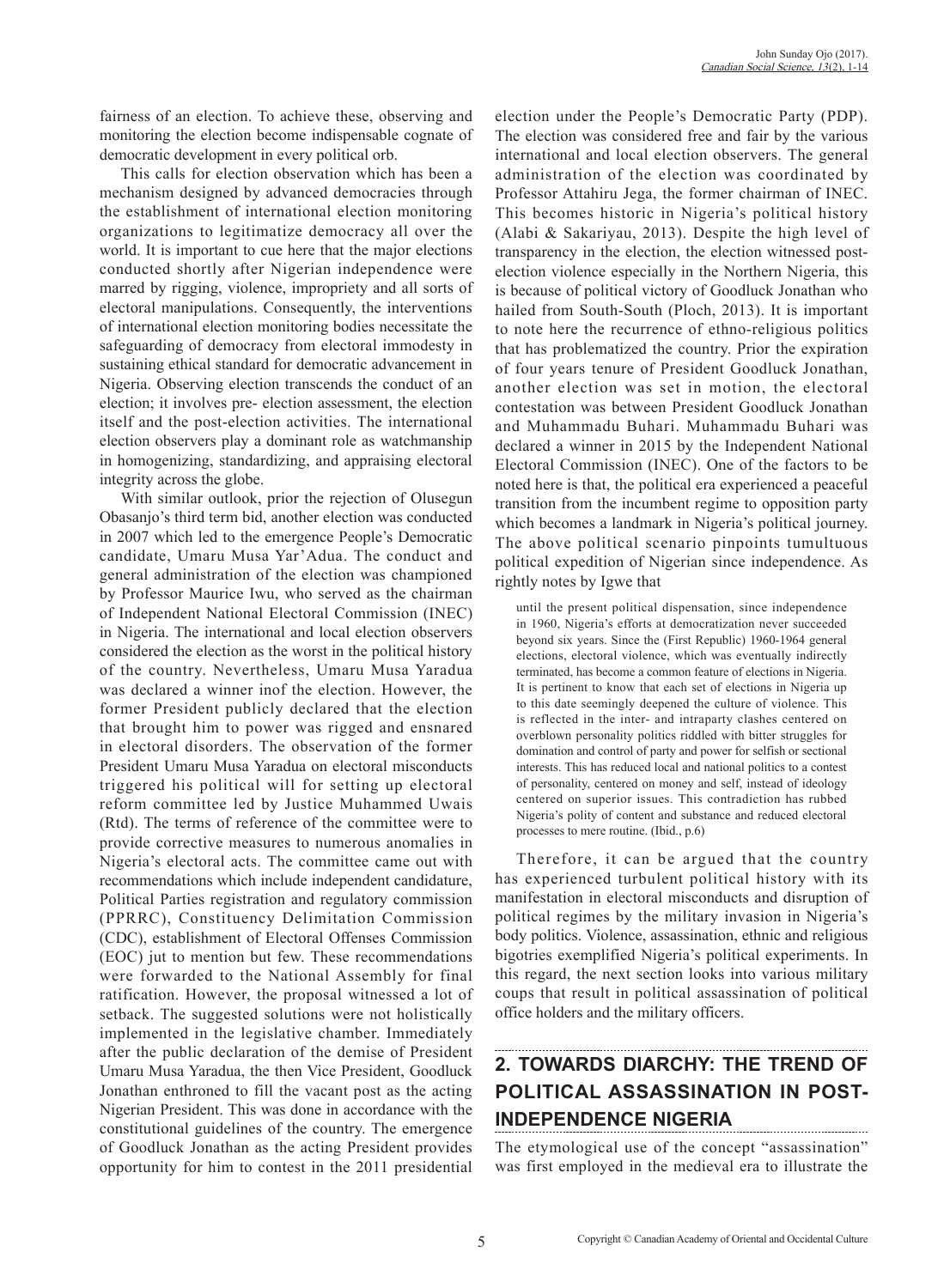fairness of an election. To achieve these, observing and monitoring the election become indispensable cognate of democratic development in every political orb.

This calls for election observation which has been a mechanism designed by advanced democracies through the establishment of international election monitoring organizations to legitimatize democracy all over the world. It is important to cue here that the major elections conducted shortly after Nigerian independence were marred by rigging, violence, impropriety and all sorts of electoral manipulations. Consequently, the interventions of international election monitoring bodies necessitate the safeguarding of democracy from electoral immodesty in sustaining ethical standard for democratic advancement in Nigeria. Observing election transcends the conduct of an election; it involves pre- election assessment, the election itself and the post-election activities. The international election observers play a dominant role as watchmanship in homogenizing, standardizing, and appraising electoral integrity across the globe.

With similar outlook, prior the rejection of Olusegun Obasanjo's third term bid, another election was conducted in 2007 which led to the emergence People's Democratic candidate, Umaru Musa Yar'Adua. The conduct and general administration of the election was championed by Professor Maurice Iwu, who served as the chairman of Independent National Electoral Commission (INEC) in Nigeria. The international and local election observers considered the election as the worst in the political history of the country. Nevertheless, Umaru Musa Yaradua was declared a winner inof the election. However, the former President publicly declared that the election that brought him to power was rigged and ensnared in electoral disorders. The observation of the former President Umaru Musa Yaradua on electoral misconducts triggered his political will for setting up electoral reform committee led by Justice Muhammed Uwais (Rtd). The terms of reference of the committee were to provide corrective measures to numerous anomalies in Nigeria's electoral acts. The committee came out with recommendations which include independent candidature, Political Parties registration and regulatory commission (PPRRC), Constituency Delimitation Commission (CDC), establishment of Electoral Offenses Commission (EOC) jut to mention but few. These recommendations were forwarded to the National Assembly for final ratification. However, the proposal witnessed a lot of setback. The suggested solutions were not holistically implemented in the legislative chamber. Immediately after the public declaration of the demise of President Umaru Musa Yaradua, the then Vice President, Goodluck Jonathan enthroned to fill the vacant post as the acting Nigerian President. This was done in accordance with the constitutional guidelines of the country. The emergence of Goodluck Jonathan as the acting President provides opportunity for him to contest in the 2011 presidential election under the People's Democratic Party (PDP). The election was considered free and fair by the various international and local election observers. The general administration of the election was coordinated by Professor Attahiru Jega, the former chairman of INEC. This becomes historic in Nigeria's political history (Alabi & Sakariyau, 2013). Despite the high level of transparency in the election, the election witnessed post-election violence especially in the Northern Nigeria, this is because of political victory of Goodluck Jonathan who hailed from South-South (Ploch, 2013). It is important to note here the recurrence of ethno-religious politics that has problematized the country. Prior the expiration of four years tenure of President Goodluck Jonathan, another election was set in motion, the electoral contestation was between President Goodluck Jonathan and Muhammadu Buhari. Muhammadu Buhari was declared a winner in 2015 by the Independent National Electoral Commission (INEC). One of the factors to be noted here is that, the political era experienced a peaceful transition from the incumbent regime to opposition party which becomes a landmark in Nigeria's political journey. The above political scenario pinpoints tumultuous political expedition of Nigerian since independence. As rightly notes by Igwe that

> until the present political dispensation, since independence in 1960, Nigeria's efforts at democratization never succeeded beyond six years. Since the (First Republic) 1960-1964 general elections, electoral violence, which was eventually indirectly terminated, has become a common feature of elections in Nigeria. It is pertinent to know that each set of elections in Nigeria up to this date seemingly deepened the culture of violence. This is reflected in the inter- and intraparty clashes centered on overblown personality politics riddled with bitter struggles for domination and control of party and power for selfish or sectional interests. This has reduced local and national politics to a contest of personality, centered on money and self, instead of ideology centered on superior issues. This contradiction has rubbed Nigeria's polity of content and substance and reduced electoral processes to mere routine. (Ibid., p.6)

Therefore, it can be argued that the country has experienced turbulent political history with its manifestation in electoral misconducts and disruption of political regimes by the military invasion in Nigeria's body politics. Violence, assassination, ethnic and religious bigotries exemplified Nigeria's political experiments. In this regard, the next section looks into various military coups that result in political assassination of political office holders and the military officers.

## 2. TOWARDS DIARCHY: THE TREND OF POLITICAL ASSASSINATION IN POST-INDEPENDENCE NIGERIA

The etymological use of the concept "assassination" was first employed in the medieval era to illustrate the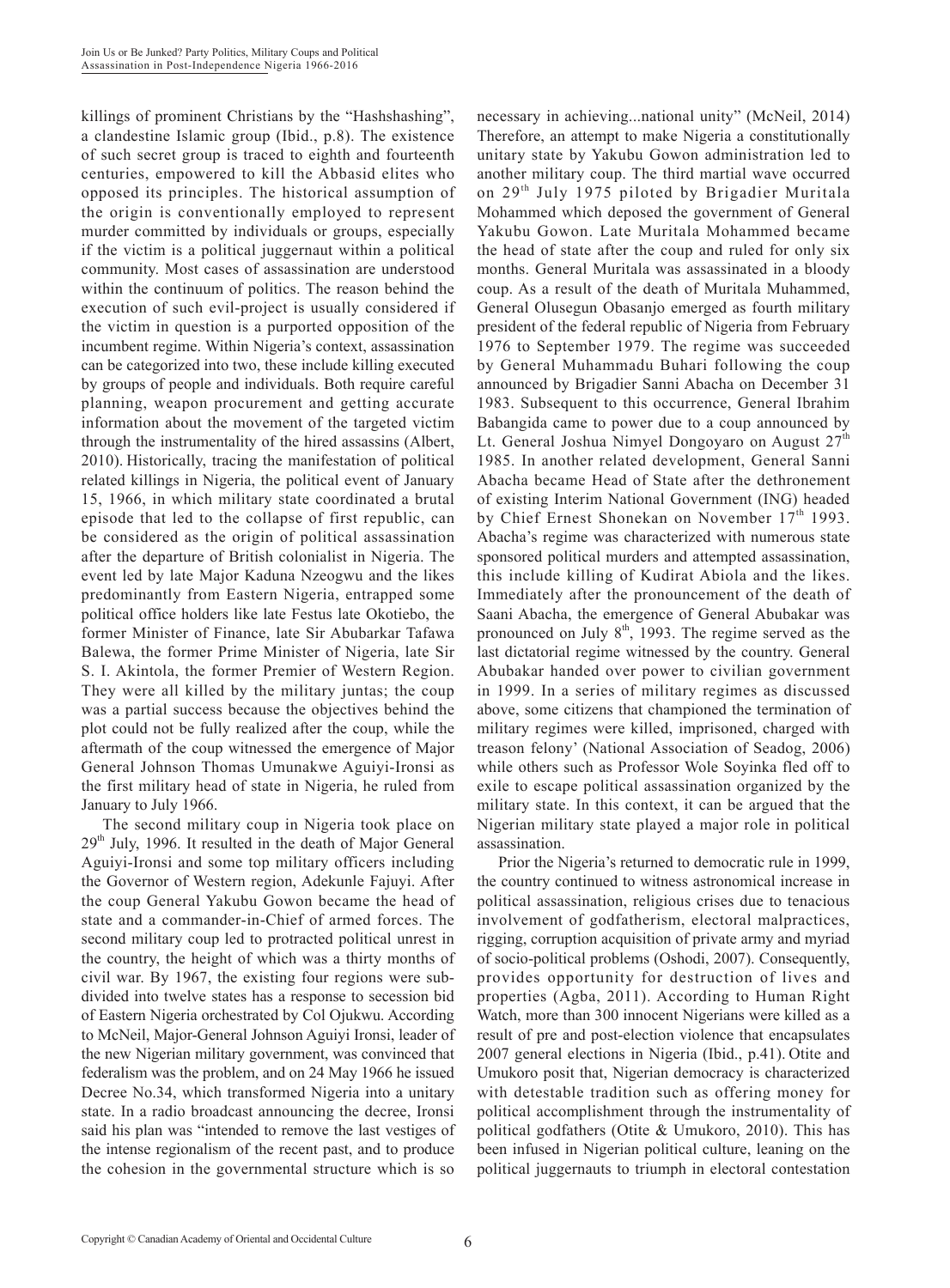killings of prominent Christians by the "Hashshashing", a clandestine Islamic group (Ibid., p.8). The existence of such secret group is traced to eighth and fourteenth centuries, empowered to kill the Abbasid elites who opposed its principles. The historical assumption of the origin is conventionally employed to represent murder committed by individuals or groups, especially if the victim is a political juggernaut within a political community. Most cases of assassination are understood within the continuum of politics. The reason behind the execution of such evil-project is usually considered if the victim in question is a purported opposition of the incumbent regime. Within Nigeria's context, assassination can be categorized into two, these include killing executed by groups of people and individuals. Both require careful planning, weapon procurement and getting accurate information about the movement of the targeted victim through the instrumentality of the hired assassins (Albert, 2010). Historically, tracing the manifestation of political related killings in Nigeria, the political event of January 15, 1966, in which military state coordinated a brutal episode that led to the collapse of first republic, can be considered as the origin of political assassination after the departure of British colonialist in Nigeria. The event led by late Major Kaduna Nzeogwu and the likes predominantly from Eastern Nigeria, entrapped some political office holders like late Festus late Okotiebo, the former Minister of Finance, late Sir Abubarkar Tafawa Balewa, the former Prime Minister of Nigeria, late Sir S. I. Akintola, the former Premier of Western Region. They were all killed by the military juntas; the coup was a partial success because the objectives behind the plot could not be fully realized after the coup, while the aftermath of the coup witnessed the emergence of Major General Johnson Thomas Umunakwe Aguiyi-Ironsi as the first military head of state in Nigeria, he ruled from January to July 1966.

The second military coup in Nigeria took place on 29th July, 1996. It resulted in the death of Major General Aguiyi-Ironsi and some top military officers including the Governor of Western region, Adekunle Fajuyi. After the coup General Yakubu Gowon became the head of state and a commander-in-Chief of armed forces. The second military coup led to protracted political unrest in the country, the height of which was a thirty months of civil war. By 1967, the existing four regions were sub-divided into twelve states has a response to secession bid of Eastern Nigeria orchestrated by Col Ojukwu. According to McNeil, Major-General Johnson Aguiyi Ironsi, leader of the new Nigerian military government, was convinced that federalism was the problem, and on 24 May 1966 he issued Decree No.34, which transformed Nigeria into a unitary state. In a radio broadcast announcing the decree, Ironsi said his plan was "intended to remove the last vestiges of the intense regionalism of the recent past, and to produce the cohesion in the governmental structure which is so necessary in achieving...national unity" (McNeil, 2014) Therefore, an attempt to make Nigeria a constitutionally unitary state by Yakubu Gowon administration led to another military coup. The third martial wave occurred on 29th July 1975 piloted by Brigadier Muritala Mohammed which deposed the government of General Yakubu Gowon. Late Muritala Mohammed became the head of state after the coup and ruled for only six months. General Muritala was assassinated in a bloody coup. As a result of the death of Muritala Muhammed, General Olusegun Obasanjo emerged as fourth military president of the federal republic of Nigeria from February 1976 to September 1979. The regime was succeeded by General Muhammadu Buhari following the coup announced by Brigadier Sanni Abacha on December 31 1983. Subsequent to this occurrence, General Ibrahim Babangida came to power due to a coup announced by Lt. General Joshua Nimyel Dongoyaro on August 27th 1985. In another related development, General Sanni Abacha became Head of State after the dethronement of existing Interim National Government (ING) headed by Chief Ernest Shonekan on November 17th 1993. Abacha's regime was characterized with numerous state sponsored political murders and attempted assassination, this include killing of Kudirat Abiola and the likes. Immediately after the pronouncement of the death of Saani Abacha, the emergence of General Abubakar was pronounced on July 8th, 1993. The regime served as the last dictatorial regime witnessed by the country. General Abubakar handed over power to civilian government in 1999. In a series of military regimes as discussed above, some citizens that championed the termination of military regimes were killed, imprisoned, charged with treason felony' (National Association of Seadog, 2006) while others such as Professor Wole Soyinka fled off to exile to escape political assassination organized by the military state. In this context, it can be argued that the Nigerian military state played a major role in political assassination.

Prior the Nigeria's returned to democratic rule in 1999, the country continued to witness astronomical increase in political assassination, religious crises due to tenacious involvement of godfatherism, electoral malpractices, rigging, corruption acquisition of private army and myriad of socio-political problems (Oshodi, 2007). Consequently, provides opportunity for destruction of lives and properties (Agba, 2011). According to Human Right Watch, more than 300 innocent Nigerians were killed as a result of pre and post-election violence that encapsulates 2007 general elections in Nigeria (Ibid., p.41). Otite and Umukoro posit that, Nigerian democracy is characterized with detestable tradition such as offering money for political accomplishment through the instrumentality of political godfathers (Otite & Umukoro, 2010). This has been infused in Nigerian political culture, leaning on the political juggernauts to triumph in electoral contestation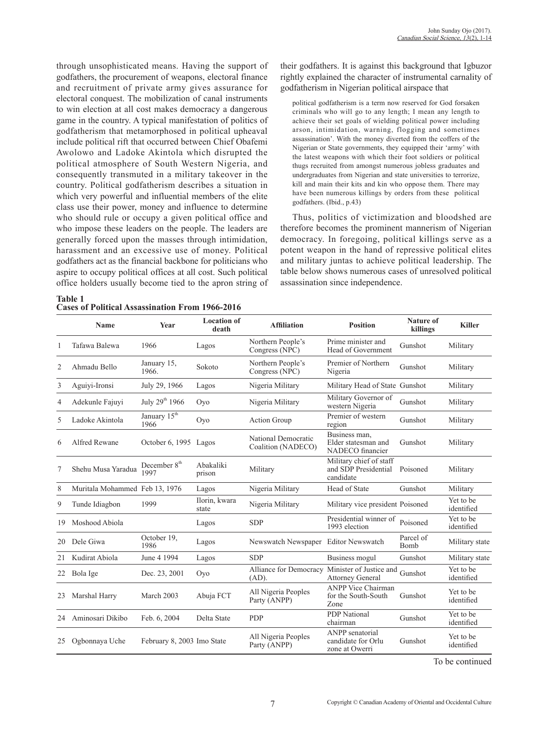through unsophisticated means. Having the support of godfathers, the procurement of weapons, electoral finance and recruitment of private army gives assurance for electoral conquest. The mobilization of canal instruments to win election at all cost makes democracy a dangerous game in the country. A typical manifestation of politics of godfatherism that metamorphosed in political upheaval include political rift that occurred between Chief Obafemi Awolowo and Ladoke Akintola which disrupted the political atmosphere of South Western Nigeria, and consequently transmuted in a military takeover in the country. Political godfatherism describes a situation in which very powerful and influential members of the elite class use their power, money and influence to determine who should rule or occupy a given political office and who impose these leaders on the people. The leaders are generally forced upon the masses through intimidation, harassment and an excessive use of money. Political godfathers act as the financial backbone for politicians who aspire to occupy political offices at all cost. Such political office holders usually become tied to the apron string of their godfathers. It is against this background that Igbuzor rightly explained the character of instrumental carnality of godfatherism in Nigerian political airspace that

> political godfatherism is a term now reserved for God forsaken criminals who will go to any length; I mean any length to achieve their set goals of wielding political power including arson, intimidation, warning, flogging and sometimes assassination'. With the money diverted from the coffers of the Nigerian or State governments, they equipped their 'army' with the latest weapons with which their foot soldiers or political thugs recruited from amongst numerous jobless graduates and undergraduates from Nigerian and state universities to terrorize, kill and main their kits and kin who oppose them. There may have been numerous killings by orders from these political godfathers. (Ibid., p.43)

Thus, politics of victimization and bloodshed are therefore becomes the prominent mannerism of Nigerian democracy. In foregoing, political killings serve as a potent weapon in the hand of repressive political elites and military juntas to achieve political leadership. The table below shows numerous cases of unresolved political assassination since independence.

**Table 1**
**Cases of Political Assassination From 1966-2016**

| | Name | Year | Location of death | Affiliation | Position | Nature of killings | Killer |
|---|---|---|---|---|---|---|---|
| 1 | Tafawa Balewa | 1966 | Lagos | Northern People's Congress (NPC) | Prime minister and Head of Government | Gunshot | Military |
| 2 | Ahmadu Bello | January 15, 1966. | Sokoto | Northern People's Congress (NPC) | Premier of Northern Nigeria | Gunshot | Military |
| 3 | Aguiyi-Ironsi | July 29, 1966 | Lagos | Nigeria Military | Military Head of State | Gunshot | Military |
| 4 | Adekunle Fajuyi | July 29th 1966 | Oyo | Nigeria Military | Military Governor of western Nigeria | Gunshot | Military |
| 5 | Ladoke Akintola | January 15th 1966 | Oyo | Action Group | Premier of western region | Gunshot | Military |
| 6 | Alfred Rewane | October 6, 1995 | Lagos | National Democratic Coalition (NADECO) | Business man, Elder statesman and NADECO financier | Gunshot | Military |
| 7 | Shehu Musa Yaradua | December 8th 1997 | Abakaliki prison | Military | Military chief of staff and SDP Presidential candidate | Poisoned | Military |
| 8 | Muritala Mohammed | Feb 13, 1976 | Lagos | Nigeria Military | Head of State | Gunshot | Military |
| 9 | Tunde Idiagbon | 1999 | Ilorin, kwara state | Nigeria Military | Military vice president | Poisoned | Yet to be identified |
| 19 | Moshood Abiola | | Lagos | SDP | Presidential winner of 1993 election | Poisoned | Yet to be identified |
| 20 | Dele Giwa | October 19, 1986 | Lagos | Newswatch Newspaper | Editor Newswatch | Parcel of Bomb | Military state |
| 21 | Kudirat Abiola | June 4 1994 | Lagos | SDP | Business mogul | Gunshot | Military state |
| 22 | Bola Ige | Dec. 23, 2001 | Oyo | Alliance for Democracy (AD). | Minister of Justice and Attorney General | Gunshot | Yet to be identified |
| 23 | Marshal Harry | March 2003 | Abuja FCT | All Nigeria Peoples Party (ANPP) | ANPP Vice Chairman for the South-South Zone | Gunshot | Yet to be identified |
| 24 | Aminosari Dikibo | Feb. 6, 2004 | Delta State | PDP | PDP National chairman | Gunshot | Yet to be identified |
| 25 | Ogbonnaya Uche | February 8, 2003 | Imo State | All Nigeria Peoples Party (ANPP) | ANPP senatorial candidate for Orlu zone at Owerri | Gunshot | Yet to be identified |

To be continued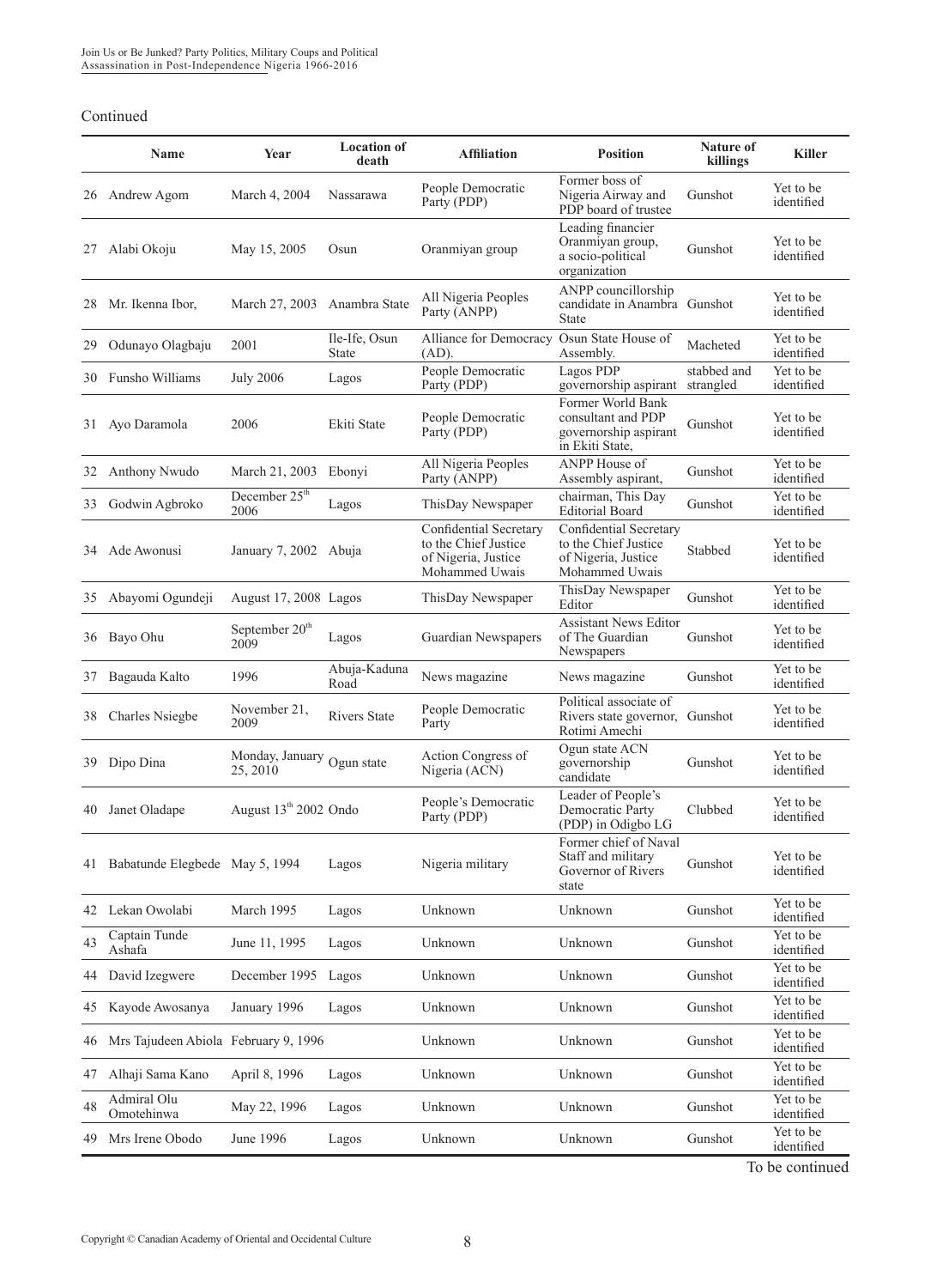Continued

| | Name | Year | Location of death | Affiliation | Position | Nature of killings | Killer |
|---|---|---|---|---|---|---|---|
| 26 | Andrew Agom | March 4, 2004 | Nassarawa | People Democratic Party (PDP) | Former boss of Nigeria Airway and PDP board of trustee | Gunshot | Yet to be identified |
| 27 | Alabi Okoju | May 15, 2005 | Osun | Oranmiyan group | Leading financier Oranmiyan group, a socio-political organization | Gunshot | Yet to be identified |
| 28 | Mr. Ikenna Ibor, | March 27, 2003 | Anambra State | All Nigeria Peoples Party (ANPP) | ANPP councillorship candidate in Anambra State | Gunshot | Yet to be identified |
| 29 | Odunayo Olagbaju | 2001 | Ile-Ife, Osun State | Alliance for Democracy (AD). | Osun State House of Assembly. | Macheted | Yet to be identified |
| 30 | Funsho Williams | July 2006 | Lagos | People Democratic Party (PDP) | Lagos PDP governorship aspirant | stabbed and strangled | Yet to be identified |
| 31 | Ayo Daramola | 2006 | Ekiti State | People Democratic Party (PDP) | Former World Bank consultant and PDP governorship aspirant in Ekiti State, | Gunshot | Yet to be identified |
| 32 | Anthony Nwudo | March 21, 2003 | Ebonyi | All Nigeria Peoples Party (ANPP) | ANPP House of Assembly aspirant, | Gunshot | Yet to be identified |
| 33 | Godwin Agbroko | December 25th 2006 | Lagos | ThisDay Newspaper | chairman, This Day Editorial Board | Gunshot | Yet to be identified |
| 34 | Ade Awonusi | January 7, 2002 | Abuja | Confidential Secretary to the Chief Justice of Nigeria, Justice Mohammed Uwais | Confidential Secretary to the Chief Justice of Nigeria, Justice Mohammed Uwais | Stabbed | Yet to be identified |
| 35 | Abayomi Ogundeji | August 17, 2008 | Lagos | ThisDay Newspaper | ThisDay Newspaper Editor | Gunshot | Yet to be identified |
| 36 | Bayo Ohu | September 20th 2009 | Lagos | Guardian Newspapers | Assistant News Editor of The Guardian Newspapers | Gunshot | Yet to be identified |
| 37 | Bagauda Kalto | 1996 | Abuja-Kaduna Road | News magazine | News magazine | Gunshot | Yet to be identified |
| 38 | Charles Nsiegbe | November 21, 2009 | Rivers State | People Democratic Party | Political associate of Rivers state governor, Rotimi Amechi | Gunshot | Yet to be identified |
| 39 | Dipo Dina | Monday, January 25, 2010 | Ogun state | Action Congress of Nigeria (ACN) | Ogun state ACN governorship candidate | Gunshot | Yet to be identified |
| 40 | Janet Oladape | August 13th 2002 | Ondo | People's Democratic Party (PDP) | Leader of People's Democratic Party (PDP) in Odigbo LG | Clubbed | Yet to be identified |
| 41 | Babatunde Elegbede | May 5, 1994 | Lagos | Nigeria military | Former chief of Naval Staff and military Governor of Rivers state | Gunshot | Yet to be identified |
| 42 | Lekan Owolabi | March 1995 | Lagos | Unknown | Unknown | Gunshot | Yet to be identified |
| 43 | Captain Tunde Ashafa | June 11, 1995 | Lagos | Unknown | Unknown | Gunshot | Yet to be identified |
| 44 | David Izegwere | December 1995 | Lagos | Unknown | Unknown | Gunshot | Yet to be identified |
| 45 | Kayode Awosanya | January 1996 | Lagos | Unknown | Unknown | Gunshot | Yet to be identified |
| 46 | Mrs Tajudeen Abiola | February 9, 1996 | | Unknown | Unknown | Gunshot | Yet to be identified |
| 47 | Alhaji Sama Kano | April 8, 1996 | Lagos | Unknown | Unknown | Gunshot | Yet to be identified |
| 48 | Admiral Olu Omotehinwa | May 22, 1996 | Lagos | Unknown | Unknown | Gunshot | Yet to be identified |
| 49 | Mrs Irene Obodo | June 1996 | Lagos | Unknown | Unknown | Gunshot | Yet to be identified |

To be continued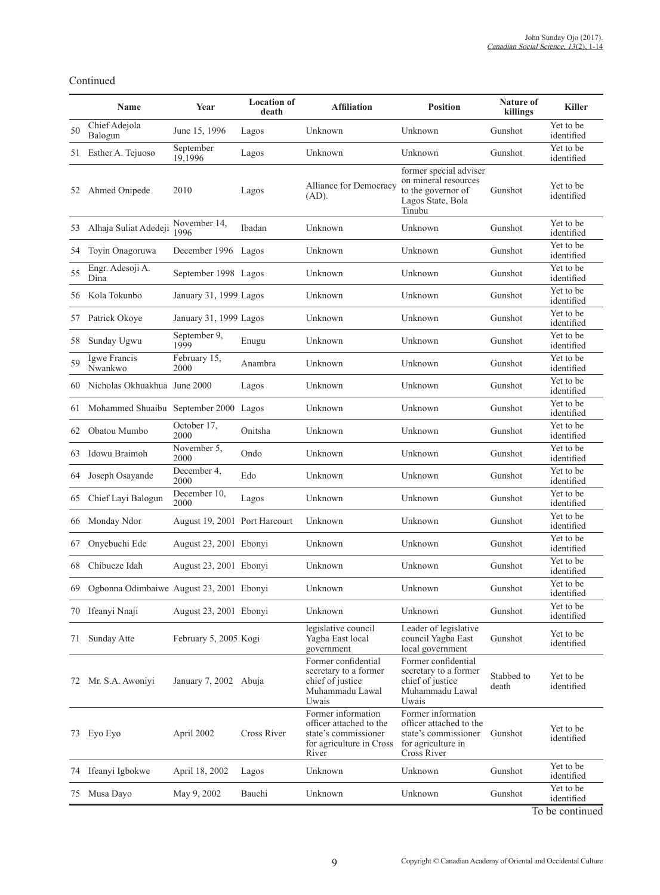Continued

| | Name | Year | Location of death | Affiliation | Position | Nature of killings | Killer |
|---|---|---|---|---|---|---|---|
| 50 | Chief Adejola Balogun | June 15, 1996 | Lagos | Unknown | Unknown | Gunshot | Yet to be identified |
| 51 | Esther A. Tejuoso | September 19,1996 | Lagos | Unknown | Unknown | Gunshot | Yet to be identified |
| 52 | Ahmed Onipede | 2010 | Lagos | Alliance for Democracy (AD). | former special adviser on mineral resources to the governor of Lagos State, Bola Tinubu | Gunshot | Yet to be identified |
| 53 | Alhaja Suliat Adedeji | November 14, 1996 | Ibadan | Unknown | Unknown | Gunshot | Yet to be identified |
| 54 | Toyin Onagoruwa | December 1996 | Lagos | Unknown | Unknown | Gunshot | Yet to be identified |
| 55 | Engr. Adesoji A. Dina | September 1998 | Lagos | Unknown | Unknown | Gunshot | Yet to be identified |
| 56 | Kola Tokunbo | January 31, 1999 | Lagos | Unknown | Unknown | Gunshot | Yet to be identified |
| 57 | Patrick Okoye | January 31, 1999 | Lagos | Unknown | Unknown | Gunshot | Yet to be identified |
| 58 | Sunday Ugwu | September 9, 1999 | Enugu | Unknown | Unknown | Gunshot | Yet to be identified |
| 59 | Igwe Francis Nwankwo | February 15, 2000 | Anambra | Unknown | Unknown | Gunshot | Yet to be identified |
| 60 | Nicholas Okhuakhua | June 2000 | Lagos | Unknown | Unknown | Gunshot | Yet to be identified |
| 61 | Mohammed Shuaibu | September 2000 | Lagos | Unknown | Unknown | Gunshot | Yet to be identified |
| 62 | Obatou Mumbo | October 17, 2000 | Onitsha | Unknown | Unknown | Gunshot | Yet to be identified |
| 63 | Idowu Braimoh | November 5, 2000 | Ondo | Unknown | Unknown | Gunshot | Yet to be identified |
| 64 | Joseph Osayande | December 4, 2000 | Edo | Unknown | Unknown | Gunshot | Yet to be identified |
| 65 | Chief Layi Balogun | December 10, 2000 | Lagos | Unknown | Unknown | Gunshot | Yet to be identified |
| 66 | Monday Ndor | August 19, 2001 | Port Harcourt | Unknown | Unknown | Gunshot | Yet to be identified |
| 67 | Onyebuchi Ede | August 23, 2001 | Ebonyi | Unknown | Unknown | Gunshot | Yet to be identified |
| 68 | Chibueze Idah | August 23, 2001 | Ebonyi | Unknown | Unknown | Gunshot | Yet to be identified |
| 69 | Ogbonna Odimbaiwe | August 23, 2001 | Ebonyi | Unknown | Unknown | Gunshot | Yet to be identified |
| 70 | Ifeanyi Nnaji | August 23, 2001 | Ebonyi | Unknown | Unknown | Gunshot | Yet to be identified |
| 71 | Sunday Atte | February 5, 2005 | Kogi | legislative council Yagba East local government | Leader of legislative council Yagba East local government | Gunshot | Yet to be identified |
| 72 | Mr. S.A. Awoniyi | January 7, 2002 | Abuja | Former confidential secretary to a former chief of justice Muhammadu Lawal Uwais | Former confidential secretary to a former chief of justice Muhammadu Lawal Uwais | Stabbed to death | Yet to be identified |
| 73 | Eyo Eyo | April 2002 | Cross River | Former information officer attached to the state's commissioner for agriculture in Cross River | Former information officer attached to the state's commissioner for agriculture in Cross River | Gunshot | Yet to be identified |
| 74 | Ifeanyi Igbokwe | April 18, 2002 | Lagos | Unknown | Unknown | Gunshot | Yet to be identified |
| 75 | Musa Dayo | May 9, 2002 | Bauchi | Unknown | Unknown | Gunshot | Yet to be identified |

To be continued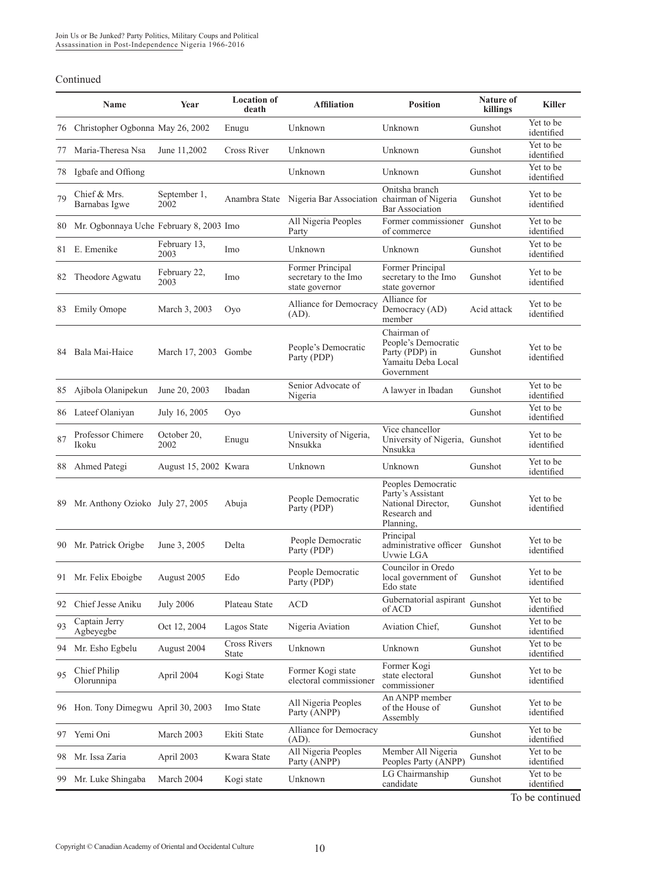Continued

| | Name | Year | Location of death | Affiliation | Position | Nature of killings | Killer |
|---|---|---|---|---|---|---|---|
| 76 | Christopher Ogbonna | May 26, 2002 | Enugu | Unknown | Unknown | Gunshot | Yet to be identified |
| 77 | Maria-Theresa Nsa | June 11,2002 | Cross River | Unknown | Unknown | Gunshot | Yet to be identified |
| 78 | Igbafe and Offiong | | | Unknown | Unknown | Gunshot | Yet to be identified |
| 79 | Chief & Mrs. Barnabas Igwe | September 1, 2002 | Anambra State | Nigeria Bar Association | Onitsha branch chairman of Nigeria Bar Association | Gunshot | Yet to be identified |
| 80 | Mr. Ogbonnaya Uche | February 8, 2003 | Imo | All Nigeria Peoples Party | Former commissioner of commerce | Gunshot | Yet to be identified |
| 81 | E. Emenike | February 13, 2003 | Imo | Unknown | Unknown | Gunshot | Yet to be identified |
| 82 | Theodore Agwatu | February 22, 2003 | Imo | Former Principal secretary to the Imo state governor | Former Principal secretary to the Imo state governor | Gunshot | Yet to be identified |
| 83 | Emily Omope | March 3, 2003 | Oyo | Alliance for Democracy (AD). | Alliance for Democracy (AD) member | Acid attack | Yet to be identified |
| 84 | Bala Mai-Haice | March 17, 2003 | Gombe | People's Democratic Party (PDP) | Chairman of People's Democratic Party (PDP) in Yamaitu Deba Local Government | Gunshot | Yet to be identified |
| 85 | Ajibola Olanipekun | June 20, 2003 | Ibadan | Senior Advocate of Nigeria | A lawyer in Ibadan | Gunshot | Yet to be identified |
| 86 | Lateef Olaniyan | July 16, 2005 | Oyo | | | Gunshot | Yet to be identified |
| 87 | Professor Chimere Ikoku | October 20, 2002 | Enugu | University of Nigeria, Nnsukka | Vice chancellor University of Nigeria, Nnsukka | Gunshot | Yet to be identified |
| 88 | Ahmed Pategi | August 15, 2002 | Kwara | Unknown | Unknown | Gunshot | Yet to be identified |
| 89 | Mr. Anthony Ozioko | July 27, 2005 | Abuja | People Democratic Party (PDP) | Peoples Democratic Party's Assistant National Director, Research and Planning, | Gunshot | Yet to be identified |
| 90 | Mr. Patrick Origbe | June 3, 2005 | Delta | People Democratic Party (PDP) | Principal administrative officer Uvwie LGA | Gunshot | Yet to be identified |
| 91 | Mr. Felix Eboigbe | August 2005 | Edo | People Democratic Party (PDP) | Councilor in Oredo local government of Edo state | Gunshot | Yet to be identified |
| 92 | Chief Jesse Aniku | July 2006 | Plateau State | ACD | Gubernatorial aspirant of ACD | Gunshot | Yet to be identified |
| 93 | Captain Jerry Agbeyegbe | Oct 12, 2004 | Lagos State | Nigeria Aviation | Aviation Chief, | Gunshot | Yet to be identified |
| 94 | Mr. Esho Egbelu | August 2004 | Cross Rivers State | Unknown | Unknown | Gunshot | Yet to be identified |
| 95 | Chief Philip Olorunnipa | April 2004 | Kogi State | Former Kogi state electoral commissioner | Former Kogi state electoral commissioner | Gunshot | Yet to be identified |
| 96 | Hon. Tony Dimegwu | April 30, 2003 | Imo State | All Nigeria Peoples Party (ANPP) | An ANPP member of the House of Assembly | Gunshot | Yet to be identified |
| 97 | Yemi Oni | March 2003 | Ekiti State | Alliance for Democracy (AD). | | Gunshot | Yet to be identified |
| 98 | Mr. Issa Zaria | April 2003 | Kwara State | All Nigeria Peoples Party (ANPP) | Member All Nigeria Peoples Party (ANPP) | Gunshot | Yet to be identified |
| 99 | Mr. Luke Shingaba | March 2004 | Kogi state | Unknown | LG Chairmanship candidate | Gunshot | Yet to be identified |

To be continued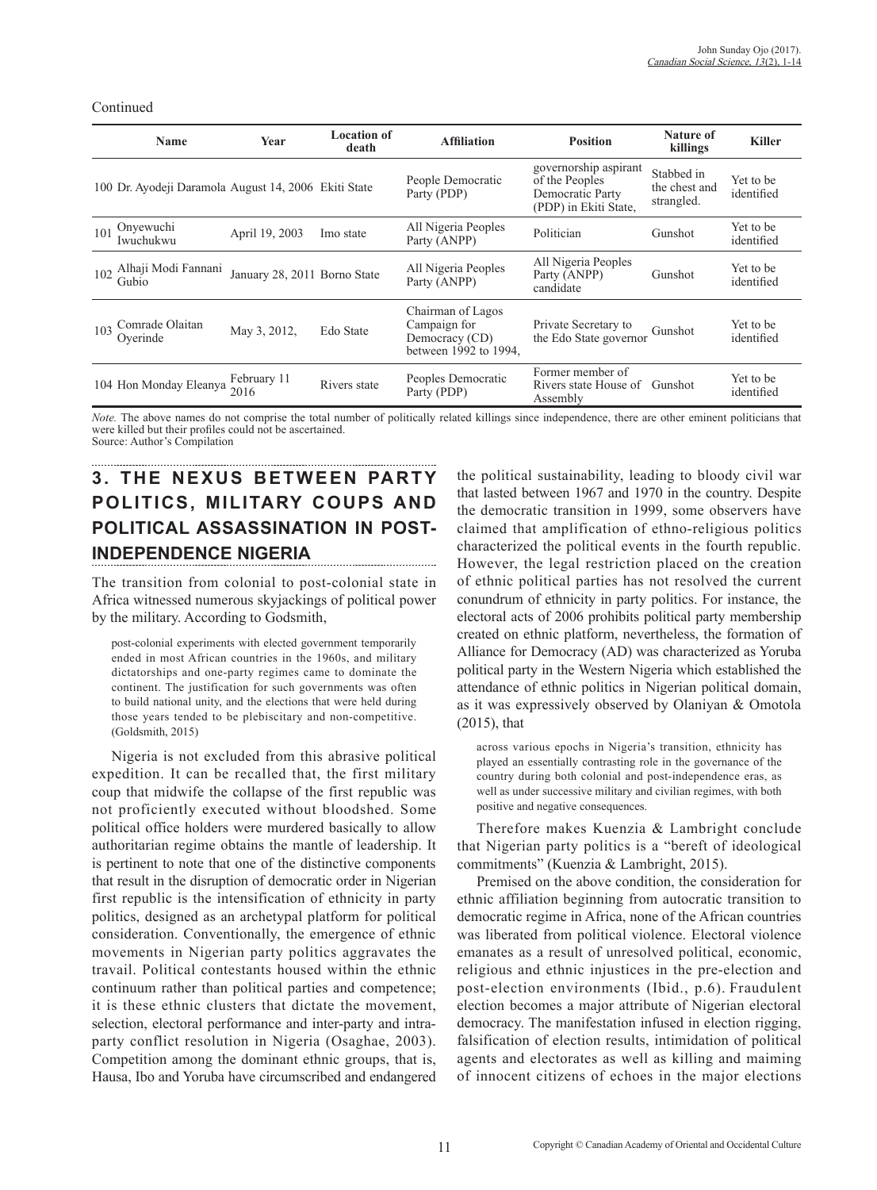Continued

| | Name | Year | Location of death | Affiliation | Position | Nature of killings | Killer |
|---|---|---|---|---|---|---|---|
| 100 | Dr. Ayodeji Daramola | August 14, 2006 | Ekiti State | People Democratic Party (PDP) | governorship aspirant of the Peoples Democratic Party (PDP) in Ekiti State, | Stabbed in the chest and strangled. | Yet to be identified |
| 101 | Onyewuchi Iwuchukwu | April 19, 2003 | Imo state | All Nigeria Peoples Party (ANPP) | Politician | Gunshot | Yet to be identified |
| 102 | Alhaji Modi Fannani Gubio | January 28, 2011 | Borno State | All Nigeria Peoples Party (ANPP) | All Nigeria Peoples Party (ANPP) candidate | Gunshot | Yet to be identified |
| 103 | Comrade Olaitan Oyerinde | May 3, 2012, | Edo State | Chairman of Lagos Campaign for Democracy (CD) between 1992 to 1994, | Private Secretary to the Edo State governor | Gunshot | Yet to be identified |
| 104 | Hon Monday Eleanya | February 11 2016 | Rivers state | Peoples Democratic Party (PDP) | Former member of Rivers state House of Assembly | Gunshot | Yet to be identified |

*Note.* The above names do not comprise the total number of politically related killings since independence, there are other eminent politicians that were killed but their profiles could not be ascertained.
Source: Author's Compilation

## 3. THE NEXUS BETWEEN PARTY POLITICS, MILITARY COUPS AND POLITICAL ASSASSINATION IN POST-INDEPENDENCE NIGERIA

The transition from colonial to post-colonial state in Africa witnessed numerous skyjackings of political power by the military. According to Godsmith,

> post-colonial experiments with elected government temporarily ended in most African countries in the 1960s, and military dictatorships and one-party regimes came to dominate the continent. The justification for such governments was often to build national unity, and the elections that were held during those years tended to be plebiscitary and non-competitive. (Goldsmith, 2015)

Nigeria is not excluded from this abrasive political expedition. It can be recalled that, the first military coup that midwife the collapse of the first republic was not proficiently executed without bloodshed. Some political office holders were murdered basically to allow authoritarian regime obtains the mantle of leadership. It is pertinent to note that one of the distinctive components that result in the disruption of democratic order in Nigerian first republic is the intensification of ethnicity in party politics, designed as an archetypal platform for political consideration. Conventionally, the emergence of ethnic movements in Nigerian party politics aggravates the travail. Political contestants housed within the ethnic continuum rather than political parties and competence; it is these ethnic clusters that dictate the movement, selection, electoral performance and inter-party and intra-party conflict resolution in Nigeria (Osaghae, 2003). Competition among the dominant ethnic groups, that is, Hausa, Ibo and Yoruba have circumscribed and endangered the political sustainability, leading to bloody civil war that lasted between 1967 and 1970 in the country. Despite the democratic transition in 1999, some observers have claimed that amplification of ethno-religious politics characterized the political events in the fourth republic. However, the legal restriction placed on the creation of ethnic political parties has not resolved the current conundrum of ethnicity in party politics. For instance, the electoral acts of 2006 prohibits political party membership created on ethnic platform, nevertheless, the formation of Alliance for Democracy (AD) was characterized as Yoruba political party in the Western Nigeria which established the attendance of ethnic politics in Nigerian political domain, as it was expressively observed by Olaniyan & Omotola (2015), that

> across various epochs in Nigeria's transition, ethnicity has played an essentially contrasting role in the governance of the country during both colonial and post-independence eras, as well as under successive military and civilian regimes, with both positive and negative consequences.

Therefore makes Kuenzia & Lambright conclude that Nigerian party politics is a "bereft of ideological commitments" (Kuenzia & Lambright, 2015).

Premised on the above condition, the consideration for ethnic affiliation beginning from autocratic transition to democratic regime in Africa, none of the African countries was liberated from political violence. Electoral violence emanates as a result of unresolved political, economic, religious and ethnic injustices in the pre-election and post-election environments (Ibid., p.6). Fraudulent election becomes a major attribute of Nigerian electoral democracy. The manifestation infused in election rigging, falsification of election results, intimidation of political agents and electorates as well as killing and maiming of innocent citizens of echoes in the major elections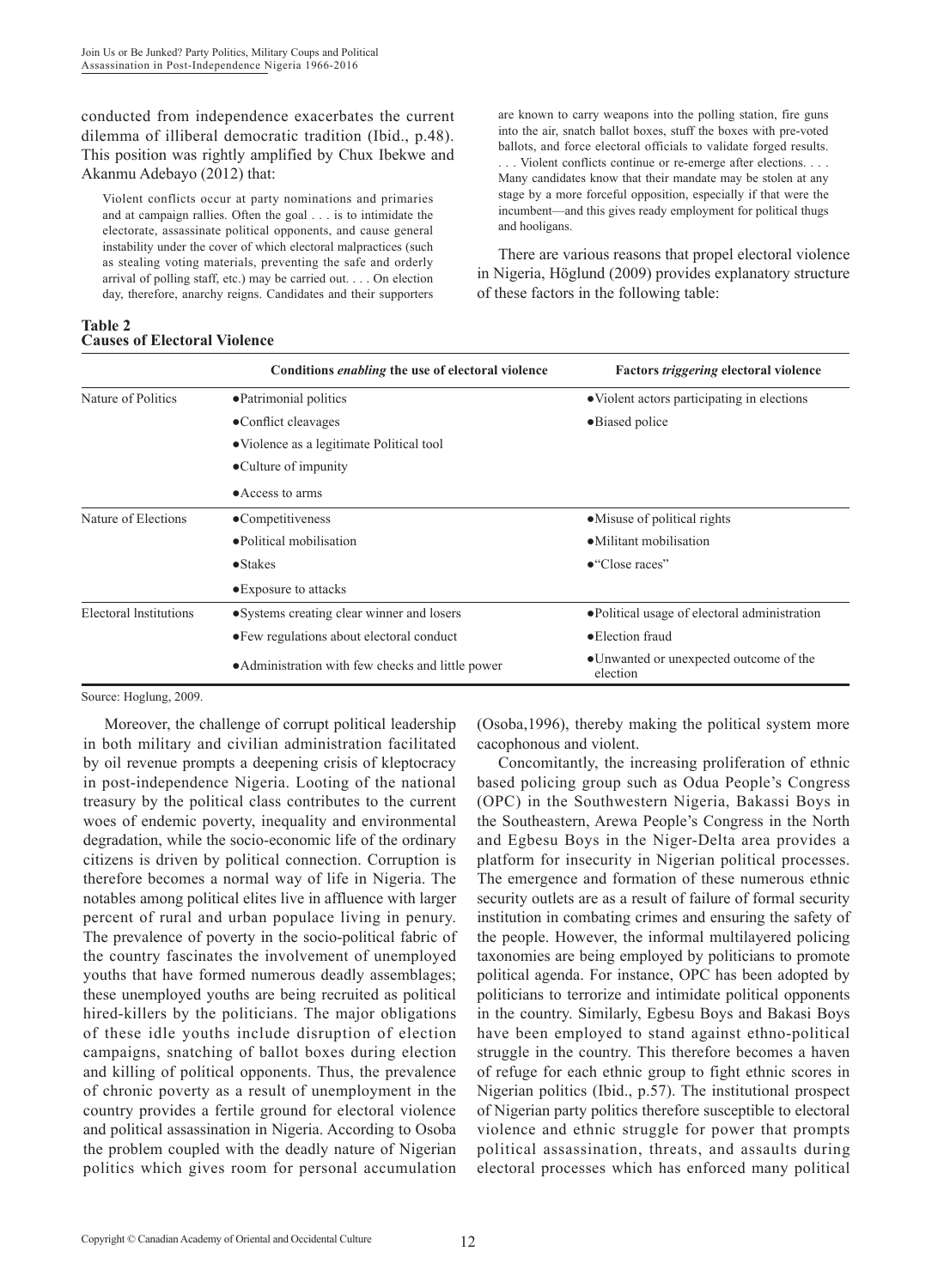conducted from independence exacerbates the current dilemma of illiberal democratic tradition (Ibid., p.48). This position was rightly amplified by Chux Ibekwe and Akanmu Adebayo (2012) that:

> Violent conflicts occur at party nominations and primaries and at campaign rallies. Often the goal . . . is to intimidate the electorate, assassinate political opponents, and cause general instability under the cover of which electoral malpractices (such as stealing voting materials, preventing the safe and orderly arrival of polling staff, etc.) may be carried out. . . . On election day, therefore, anarchy reigns. Candidates and their supporters are known to carry weapons into the polling station, fire guns into the air, snatch ballot boxes, stuff the boxes with pre-voted ballots, and force electoral officials to validate forged results. . . . Violent conflicts continue or re-emerge after elections. . . . Many candidates know that their mandate may be stolen at any stage by a more forceful opposition, especially if that were the incumbent—and this gives ready employment for political thugs and hooligans.

There are various reasons that propel electoral violence in Nigeria, Höglund (2009) provides explanatory structure of these factors in the following table:

**Table 2**
**Causes of Electoral Violence**

| | Conditions *enabling* the use of electoral violence | Factors *triggering* electoral violence |
|---|---|---|
| Nature of Politics | ●Patrimonial politics | ●Violent actors participating in elections |
| | ●Conflict cleavages | ●Biased police |
| | ●Violence as a legitimate Political tool | |
| | ●Culture of impunity | |
| | ●Access to arms | |
| Nature of Elections | ●Competitiveness | ●Misuse of political rights |
| | ●Political mobilisation | ●Militant mobilisation |
| | ●Stakes | ●"Close races" |
| | ●Exposure to attacks | |
| Electoral Institutions | ●Systems creating clear winner and losers | ●Political usage of electoral administration |
| | ●Few regulations about electoral conduct | ●Election fraud |
| | ●Administration with few checks and little power | ●Unwanted or unexpected outcome of the election |

Source: Hoglung, 2009.

Moreover, the challenge of corrupt political leadership in both military and civilian administration facilitated by oil revenue prompts a deepening crisis of kleptocracy in post-independence Nigeria. Looting of the national treasury by the political class contributes to the current woes of endemic poverty, inequality and environmental degradation, while the socio-economic life of the ordinary citizens is driven by political connection. Corruption is therefore becomes a normal way of life in Nigeria. The notables among political elites live in affluence with larger percent of rural and urban populace living in penury. The prevalence of poverty in the socio-political fabric of the country fascinates the involvement of unemployed youths that have formed numerous deadly assemblages; these unemployed youths are being recruited as political hired-killers by the politicians. The major obligations of these idle youths include disruption of election campaigns, snatching of ballot boxes during election and killing of political opponents. Thus, the prevalence of chronic poverty as a result of unemployment in the country provides a fertile ground for electoral violence and political assassination in Nigeria. According to Osoba the problem coupled with the deadly nature of Nigerian politics which gives room for personal accumulation (Osoba,1996), thereby making the political system more cacophonous and violent.

Concomitantly, the increasing proliferation of ethnic based policing group such as Odua People's Congress (OPC) in the Southwestern Nigeria, Bakassi Boys in the Southeastern, Arewa People's Congress in the North and Egbesu Boys in the Niger-Delta area provides a platform for insecurity in Nigerian political processes. The emergence and formation of these numerous ethnic security outlets are as a result of failure of formal security institution in combating crimes and ensuring the safety of the people. However, the informal multilayered policing taxonomies are being employed by politicians to promote political agenda. For instance, OPC has been adopted by politicians to terrorize and intimidate political opponents in the country. Similarly, Egbesu Boys and Bakasi Boys have been employed to stand against ethno-political struggle in the country. This therefore becomes a haven of refuge for each ethnic group to fight ethnic scores in Nigerian politics (Ibid., p.57). The institutional prospect of Nigerian party politics therefore susceptible to electoral violence and ethnic struggle for power that prompts political assassination, threats, and assaults during electoral processes which has enforced many political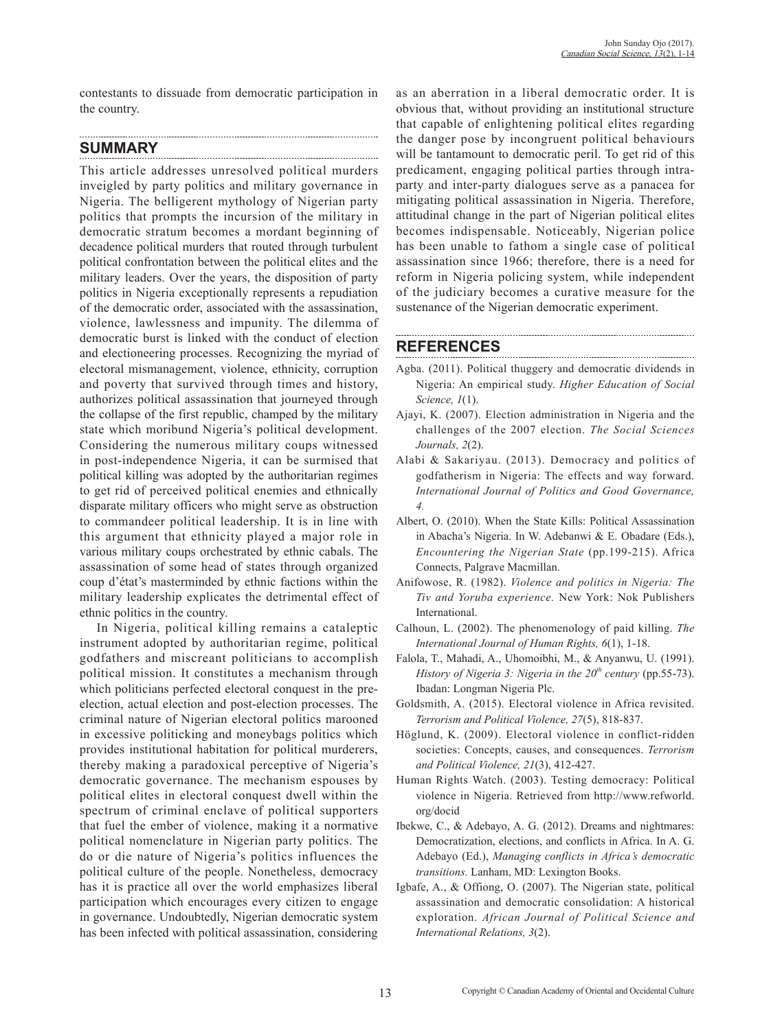contestants to dissuade from democratic participation in the country.

## SUMMARY

This article addresses unresolved political murders inveigled by party politics and military governance in Nigeria. The belligerent mythology of Nigerian party politics that prompts the incursion of the military in democratic stratum becomes a mordant beginning of decadence political murders that routed through turbulent political confrontation between the political elites and the military leaders. Over the years, the disposition of party politics in Nigeria exceptionally represents a repudiation of the democratic order, associated with the assassination, violence, lawlessness and impunity. The dilemma of democratic burst is linked with the conduct of election and electioneering processes. Recognizing the myriad of electoral mismanagement, violence, ethnicity, corruption and poverty that survived through times and history, authorizes political assassination that journeyed through the collapse of the first republic, champed by the military state which moribund Nigeria's political development. Considering the numerous military coups witnessed in post-independence Nigeria, it can be surmised that political killing was adopted by the authoritarian regimes to get rid of perceived political enemies and ethnically disparate military officers who might serve as obstruction to commandeer political leadership. It is in line with this argument that ethnicity played a major role in various military coups orchestrated by ethnic cabals. The assassination of some head of states through organized coup d'état's masterminded by ethnic factions within the military leadership explicates the detrimental effect of ethnic politics in the country.

In Nigeria, political killing remains a cataleptic instrument adopted by authoritarian regime, political godfathers and miscreant politicians to accomplish political mission. It constitutes a mechanism through which politicians perfected electoral conquest in the pre-election, actual election and post-election processes. The criminal nature of Nigerian electoral politics marooned in excessive politicking and moneybags politics which provides institutional habitation for political murderers, thereby making a paradoxical perceptive of Nigeria's democratic governance. The mechanism espouses by political elites in electoral conquest dwell within the spectrum of criminal enclave of political supporters that fuel the ember of violence, making it a normative political nomenclature in Nigerian party politics. The do or die nature of Nigeria's politics influences the political culture of the people. Nonetheless, democracy has it is practice all over the world emphasizes liberal participation which encourages every citizen to engage in governance. Undoubtedly, Nigerian democratic system has been infected with political assassination, considering as an aberration in a liberal democratic order. It is obvious that, without providing an institutional structure that capable of enlightening political elites regarding the danger pose by incongruent political behaviours will be tantamount to democratic peril. To get rid of this predicament, engaging political parties through intra-party and inter-party dialogues serve as a panacea for mitigating political assassination in Nigeria. Therefore, attitudinal change in the part of Nigerian political elites becomes indispensable. Noticeably, Nigerian police has been unable to fathom a single case of political assassination since 1966; therefore, there is a need for reform in Nigeria policing system, while independent of the judiciary becomes a curative measure for the sustenance of the Nigerian democratic experiment.

## REFERENCES

Agba. (2011). Political thuggery and democratic dividends in Nigeria: An empirical study. *Higher Education of Social Science, 1*(1).

Ajayi, K. (2007). Election administration in Nigeria and the challenges of the 2007 election. *The Social Sciences Journals, 2*(2).

Alabi & Sakariyau. (2013). Democracy and politics of godfatherism in Nigeria: The effects and way forward. *International Journal of Politics and Good Governance, 4.*

Albert, O. (2010). When the State Kills: Political Assassination in Abacha's Nigeria. In W. Adebanwi & E. Obadare (Eds.), *Encountering the Nigerian State* (pp.199-215). Africa Connects, Palgrave Macmillan.

Anifowose, R. (1982). *Violence and politics in Nigeria: The Tiv and Yoruba experience.* New York: Nok Publishers International.

Calhoun, L. (2002). The phenomenology of paid killing. *The International Journal of Human Rights, 6*(1), 1-18.

Falola, T., Mahadi, A., Uhomoibhi, M., & Anyanwu, U. (1991). *History of Nigeria 3: Nigeria in the 20th century* (pp.55-73). Ibadan: Longman Nigeria Plc.

Goldsmith, A. (2015). Electoral violence in Africa revisited. *Terrorism and Political Violence, 27*(5), 818-837.

Höglund, K. (2009). Electoral violence in conflict-ridden societies: Concepts, causes, and consequences. *Terrorism and Political Violence, 21*(3), 412-427.

Human Rights Watch. (2003). Testing democracy: Political violence in Nigeria. Retrieved from http://www.refworld.org/docid

Ibekwe, C., & Adebayo, A. G. (2012). Dreams and nightmares: Democratization, elections, and conflicts in Africa. In A. G. Adebayo (Ed.), *Managing conflicts in Africa's democratic transitions.* Lanham, MD: Lexington Books.

Igbafe, A., & Offiong, O. (2007). The Nigerian state, political assassination and democratic consolidation: A historical exploration. *African Journal of Political Science and International Relations, 3*(2).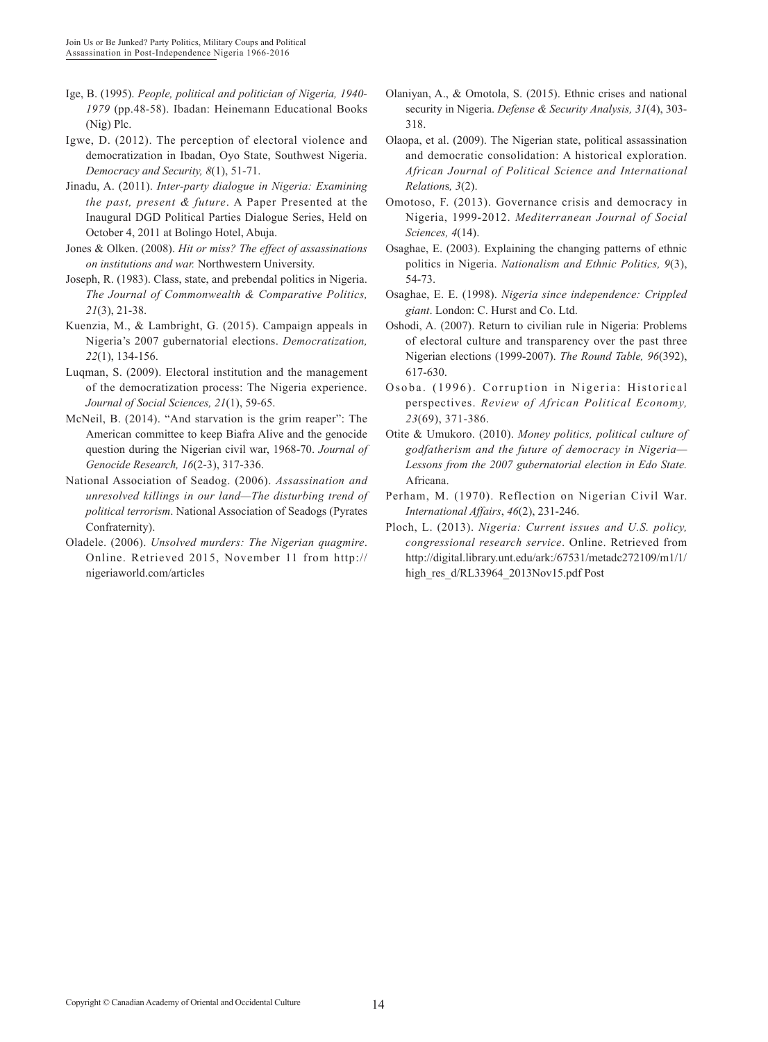Ige, B. (1995). *People, political and politician of Nigeria, 1940-1979* (pp.48-58). Ibadan: Heinemann Educational Books (Nig) Plc.

Igwe, D. (2012). The perception of electoral violence and democratization in Ibadan, Oyo State, Southwest Nigeria. *Democracy and Security, 8*(1), 51-71.

Jinadu, A. (2011). *Inter-party dialogue in Nigeria: Examining the past, present & future*. A Paper Presented at the Inaugural DGD Political Parties Dialogue Series, Held on October 4, 2011 at Bolingo Hotel, Abuja.

Jones & Olken. (2008). *Hit or miss? The effect of assassinations on institutions and war.* Northwestern University.

Joseph, R. (1983). Class, state, and prebendal politics in Nigeria. *The Journal of Commonwealth & Comparative Politics, 21*(3), 21-38.

Kuenzia, M., & Lambright, G. (2015). Campaign appeals in Nigeria's 2007 gubernatorial elections. *Democratization, 22*(1), 134-156.

Luqman, S. (2009). Electoral institution and the management of the democratization process: The Nigeria experience. *Journal of Social Sciences, 21*(1), 59-65.

McNeil, B. (2014). "And starvation is the grim reaper": The American committee to keep Biafra Alive and the genocide question during the Nigerian civil war, 1968-70. *Journal of Genocide Research, 16*(2-3), 317-336.

National Association of Seadog. (2006). *Assassination and unresolved killings in our land—The disturbing trend of political terrorism*. National Association of Seadogs (Pyrates Confraternity).

Oladele. (2006). *Unsolved murders: The Nigerian quagmire*. Online. Retrieved 2015, November 11 from http://nigeriaworld.com/articles

Olaniyan, A., & Omotola, S. (2015). Ethnic crises and national security in Nigeria. *Defense & Security Analysis, 31*(4), 303-318.

Olaopa, et al. (2009). The Nigerian state, political assassination and democratic consolidation: A historical exploration. *African Journal of Political Science and International Relations, 3*(2).

Omotoso, F. (2013). Governance crisis and democracy in Nigeria, 1999-2012. *Mediterranean Journal of Social Sciences, 4*(14).

Osaghae, E. (2003). Explaining the changing patterns of ethnic politics in Nigeria. *Nationalism and Ethnic Politics, 9*(3), 54-73.

Osaghae, E. E. (1998). *Nigeria since independence: Crippled giant*. London: C. Hurst and Co. Ltd.

Oshodi, A. (2007). Return to civilian rule in Nigeria: Problems of electoral culture and transparency over the past three Nigerian elections (1999-2007). *The Round Table, 96*(392), 617-630.

Osoba. (1996). Corruption in Nigeria: Historical perspectives. *Review of African Political Economy, 23*(69), 371-386.

Otite & Umukoro. (2010). *Money politics, political culture of godfatherism and the future of democracy in Nigeria—Lessons from the 2007 gubernatorial election in Edo State.* Africana.

Perham, M. (1970). Reflection on Nigerian Civil War. *International Affairs*, *46*(2), 231-246.

Ploch, L. (2013). *Nigeria: Current issues and U.S. policy, congressional research service*. Online. Retrieved from http://digital.library.unt.edu/ark:/67531/metadc272109/m1/1/high_res_d/RL33964_2013Nov15.pdf Post